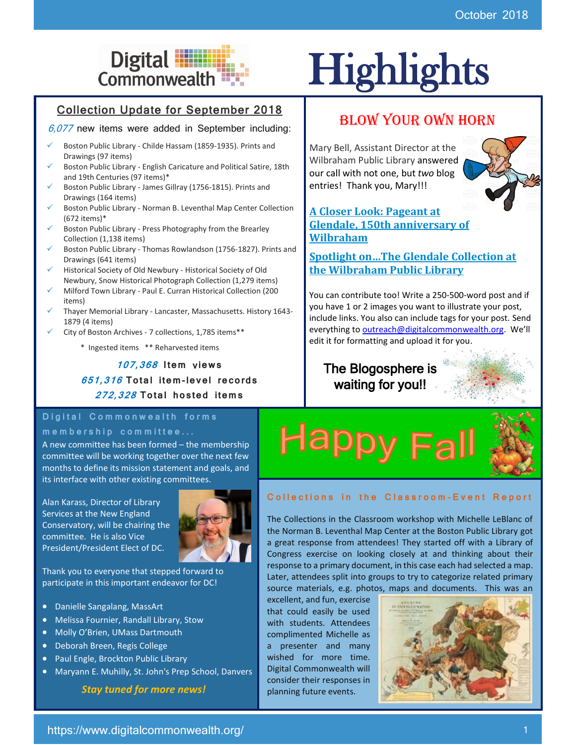# Digital Commonwealth Highlights

October 2018

## Collection Update for September 2018

*6,077* new items were added in September including:

- Boston Public Library - Childe Hassam (1859-1935). Prints and Drawings (97 items)
- Boston Public Library - English Caricature and Political Satire, 18th and 19th Centuries (97 items)*
- Boston Public Library - James Gillray (1756-1815). Prints and Drawings (164 items)
- Boston Public Library - Norman B. Leventhal Map Center Collection (672 items)*
- Boston Public Library - Press Photography from the Brearley Collection (1,138 items)
- Boston Public Library - Thomas Rowlandson (1756-1827). Prints and Drawings (641 items)
- Historical Society of Old Newbury - Historical Society of Old Newbury, Snow Historical Photograph Collection (1,279 items)
- Milford Town Library - Paul E. Curran Historical Collection (200 items)
- Thayer Memorial Library - Lancaster, Massachusetts. History 1643-1879 (4 items)
- City of Boston Archives - 7 collections, 1,785 items**

\* Ingested items ** Reharvested items

***107,368*** **Item views**

***651,316*** **Total item-level records**

***272,328*** **Total hosted items**

## Blow Your Own Horn

Mary Bell, Assistant Director at the Wilbraham Public Library answered our call with not one, but *two* blog entries! Thank you, Mary!!!

**[A Closer Look: Pageant at Glendale, 150th anniversary of Wilbraham]()**

**[Spotlight on…The Glendale Collection at the Wilbraham Public Library]()**

You can contribute too! Write a 250-500-word post and if you have 1 or 2 images you want to illustrate your post, include links. You also can include tags for your post. Send everything to outreach@digitalcommonwealth.org. We'll edit it for formatting and upload it for you.

**The Blogosphere is waiting for you!!**

## Digital Commonwealth forms membership committee...

A new committee has been formed – the membership committee will be working together over the next few months to define its mission statement and goals, and its interface with other existing committees.

Alan Karass, Director of Library Services at the New England Conservatory, will be chairing the committee. He is also Vice President/President Elect of DC.

Thank you to everyone that stepped forward to participate in this important endeavor for DC!

- Danielle Sangalang, MassArt
- Melissa Fournier, Randall Library, Stow
- Molly O'Brien, UMass Dartmouth
- Deborah Breen, Regis College
- Paul Engle, Brockton Public Library
- Maryann E. Muhilly, St. John's Prep School, Danvers

***Stay tuned for more news!***

## Happy Fall

## Collections in the Classroom-Event Report

The Collections in the Classroom workshop with Michelle LeBlanc of the Norman B. Leventhal Map Center at the Boston Public Library got a great response from attendees! They started off with a Library of Congress exercise on looking closely at and thinking about their response to a primary document, in this case each had selected a map. Later, attendees split into groups to try to categorize related primary source materials, e.g. photos, maps and documents. This was an excellent, and fun, exercise that could easily be used with students. Attendees complimented Michelle as a presenter and many wished for more time. Digital Commonwealth will consider their responses in planning future events.

https://www.digitalcommonwealth.org/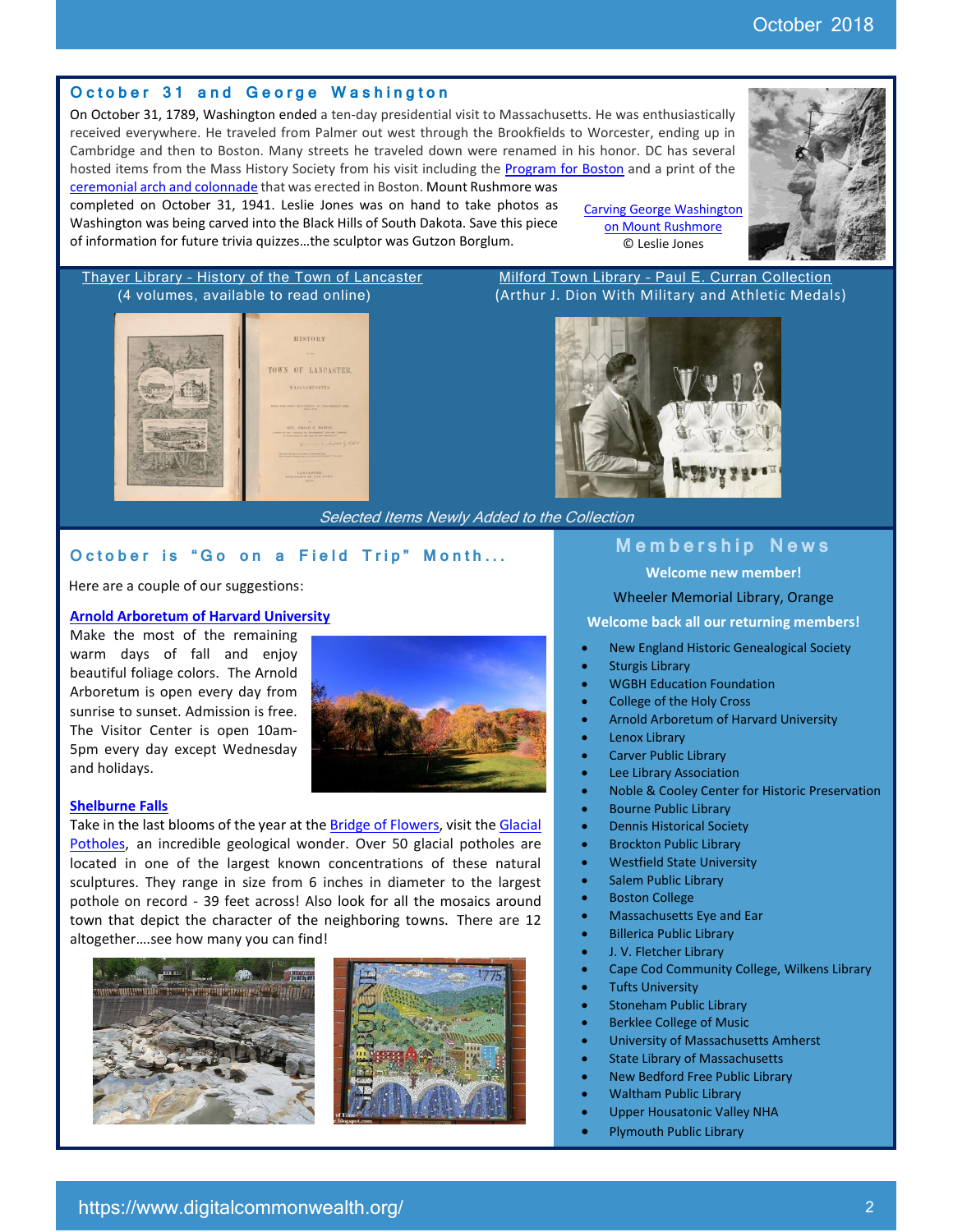## October 31 and George Washington

On October 31, 1789, Washington ended a ten-day presidential visit to Massachusetts. He was enthusiastically received everywhere. He traveled from Palmer out west through the Brookfields to Worcester, ending up in Cambridge and then to Boston. Many streets he traveled down were renamed in his honor. DC has several hosted items from the Mass History Society from his visit including the Program for Boston and a print of the ceremonial arch and colonnade that was erected in Boston. Mount Rushmore was completed on October 31, 1941. Leslie Jones was on hand to take photos as Washington was being carved into the Black Hills of South Dakota. Save this piece of information for future trivia quizzes…the sculptor was Gutzon Borglum.

Carving George Washington on Mount Rushmore
© Leslie Jones

Thayer Library - History of the Town of Lancaster
(4 volumes, available to read online)

Milford Town Library - Paul E. Curran Collection
(Arthur J. Dion With Military and Athletic Medals)

*Selected Items Newly Added to the Collection*

## October is "Go on a Field Trip" Month...

Here are a couple of our suggestions:

### Arnold Arboretum of Harvard University

Make the most of the remaining warm days of fall and enjoy beautiful foliage colors. The Arnold Arboretum is open every day from sunrise to sunset. Admission is free. The Visitor Center is open 10am-5pm every day except Wednesday and holidays.

### Shelburne Falls

Take in the last blooms of the year at the Bridge of Flowers, visit the Glacial Potholes, an incredible geological wonder. Over 50 glacial potholes are located in one of the largest known concentrations of these natural sculptures. They range in size from 6 inches in diameter to the largest pothole on record - 39 feet across! Also look for all the mosaics around town that depict the character of the neighboring towns. There are 12 altogether….see how many you can find!

## Membership News

**Welcome new member!**

Wheeler Memorial Library, Orange

**Welcome back all our returning members!**

- New England Historic Genealogical Society
- Sturgis Library
- WGBH Education Foundation
- College of the Holy Cross
- Arnold Arboretum of Harvard University
- Lenox Library
- Carver Public Library
- Lee Library Association
- Noble & Cooley Center for Historic Preservation
- Bourne Public Library
- Dennis Historical Society
- Brockton Public Library
- Westfield State University
- Salem Public Library
- Boston College
- Massachusetts Eye and Ear
- Billerica Public Library
- J. V. Fletcher Library
- Cape Cod Community College, Wilkens Library
- Tufts University
- Stoneham Public Library
- Berklee College of Music
- University of Massachusetts Amherst
- State Library of Massachusetts
- New Bedford Free Public Library
- Waltham Public Library
- Upper Housatonic Valley NHA
- Plymouth Public Library